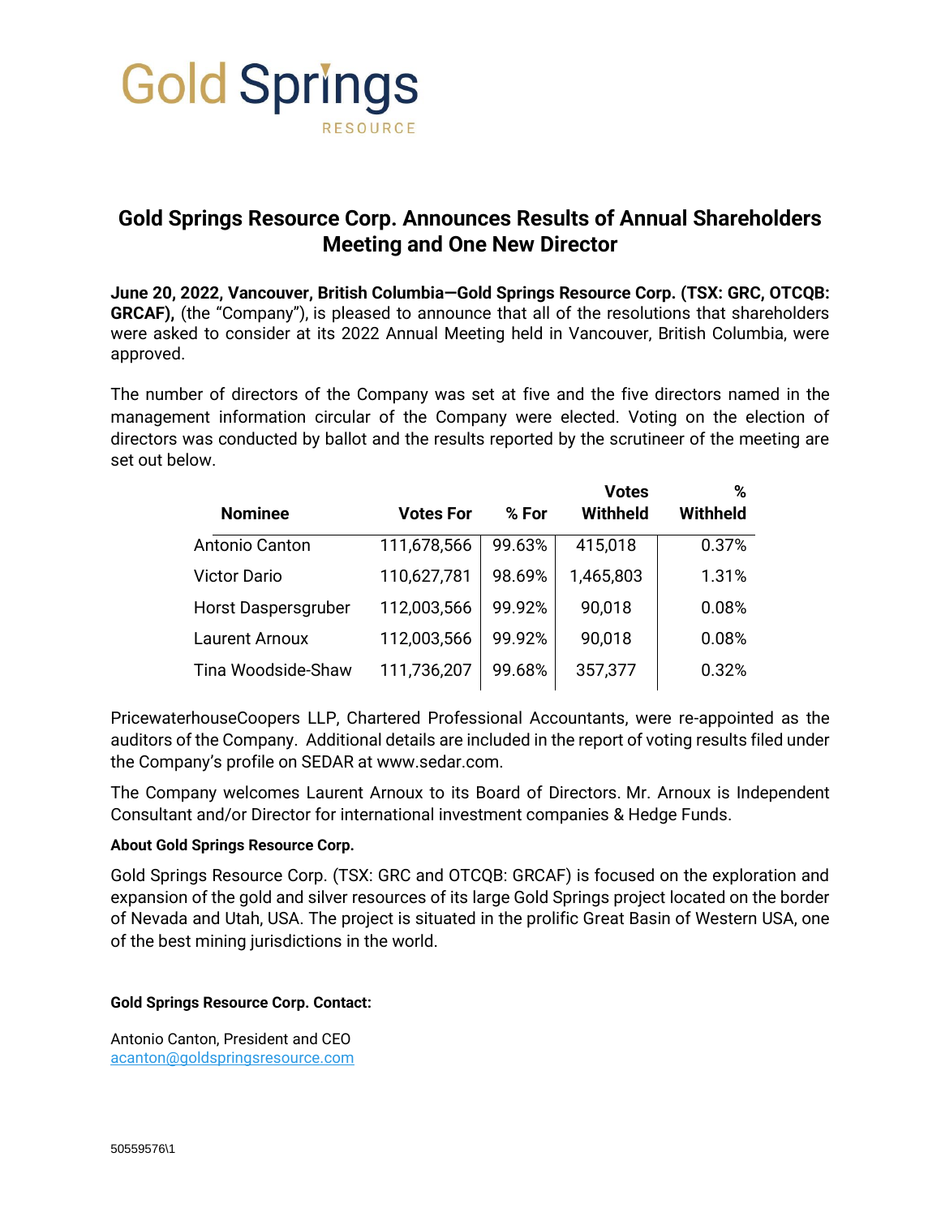Gold Springs RESOURCE

# Gold Springs Resource Corp. Announces Results of Annual Shareholders Meeting and One New Director

**June 20, 2022, Vancouver, British Columbia—Gold Springs Resource Corp. (TSX: GRC, OTCQB: GRCAF),** (the "Company"), is pleased to announce that all of the resolutions that shareholders were asked to consider at its 2022 Annual Meeting held in Vancouver, British Columbia, were approved.

The number of directors of the Company was set at five and the five directors named in the management information circular of the Company were elected. Voting on the election of directors was conducted by ballot and the results reported by the scrutineer of the meeting are set out below.

| Nominee | Votes For | % For | Votes Withheld | % Withheld |
|---|---|---|---|---|
| Antonio Canton | 111,678,566 | 99.63% | 415,018 | 0.37% |
| Victor Dario | 110,627,781 | 98.69% | 1,465,803 | 1.31% |
| Horst Daspersgruber | 112,003,566 | 99.92% | 90,018 | 0.08% |
| Laurent Arnoux | 112,003,566 | 99.92% | 90,018 | 0.08% |
| Tina Woodside-Shaw | 111,736,207 | 99.68% | 357,377 | 0.32% |

PricewaterhouseCoopers LLP, Chartered Professional Accountants, were re-appointed as the auditors of the Company. Additional details are included in the report of voting results filed under the Company's profile on SEDAR at www.sedar.com.

The Company welcomes Laurent Arnoux to its Board of Directors. Mr. Arnoux is Independent Consultant and/or Director for international investment companies & Hedge Funds.

**About Gold Springs Resource Corp.**

Gold Springs Resource Corp. (TSX: GRC and OTCQB: GRCAF) is focused on the exploration and expansion of the gold and silver resources of its large Gold Springs project located on the border of Nevada and Utah, USA. The project is situated in the prolific Great Basin of Western USA, one of the best mining jurisdictions in the world.

**Gold Springs Resource Corp. Contact:**

Antonio Canton, President and CEO
acanton@goldspringsresource.com

50559576\1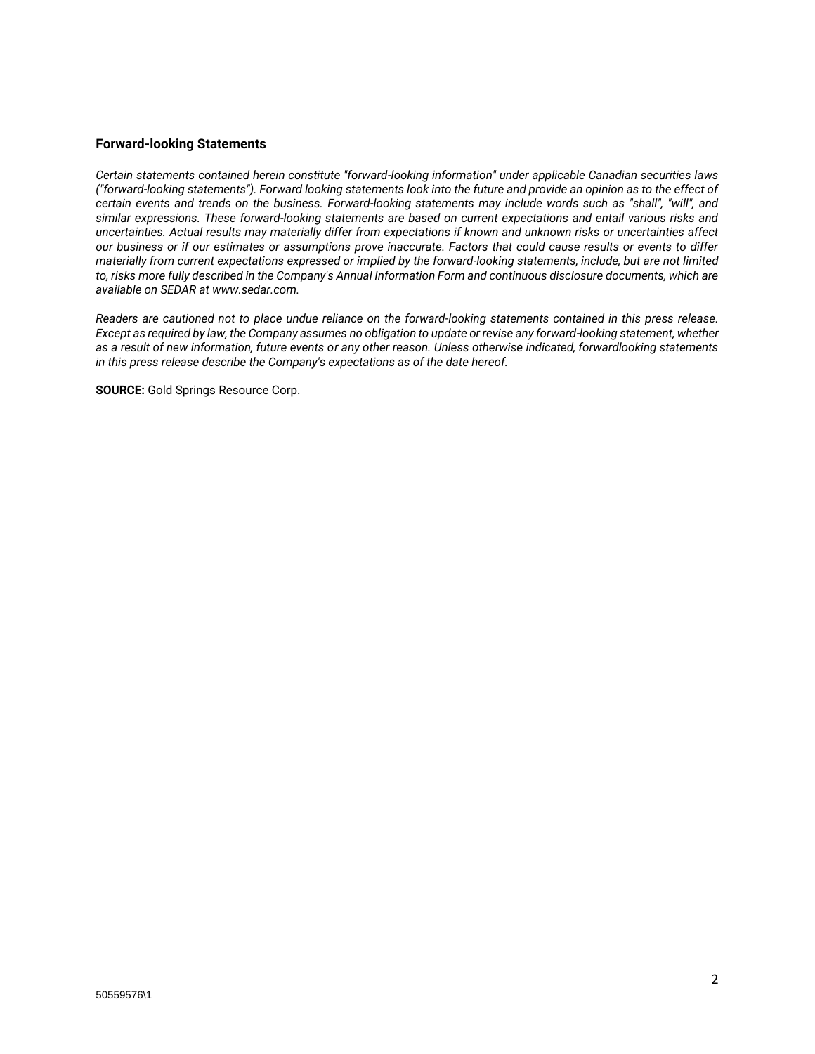### Forward-looking Statements

*Certain statements contained herein constitute "forward-looking information" under applicable Canadian securities laws ("forward-looking statements"). Forward looking statements look into the future and provide an opinion as to the effect of certain events and trends on the business. Forward-looking statements may include words such as "shall", "will", and similar expressions. These forward-looking statements are based on current expectations and entail various risks and uncertainties. Actual results may materially differ from expectations if known and unknown risks or uncertainties affect our business or if our estimates or assumptions prove inaccurate. Factors that could cause results or events to differ materially from current expectations expressed or implied by the forward-looking statements, include, but are not limited to, risks more fully described in the Company's Annual Information Form and continuous disclosure documents, which are available on SEDAR at www.sedar.com.*

*Readers are cautioned not to place undue reliance on the forward-looking statements contained in this press release. Except as required by law, the Company assumes no obligation to update or revise any forward-looking statement, whether as a result of new information, future events or any other reason. Unless otherwise indicated, forwardlooking statements in this press release describe the Company's expectations as of the date hereof.*

**SOURCE:** Gold Springs Resource Corp.

50559576\1